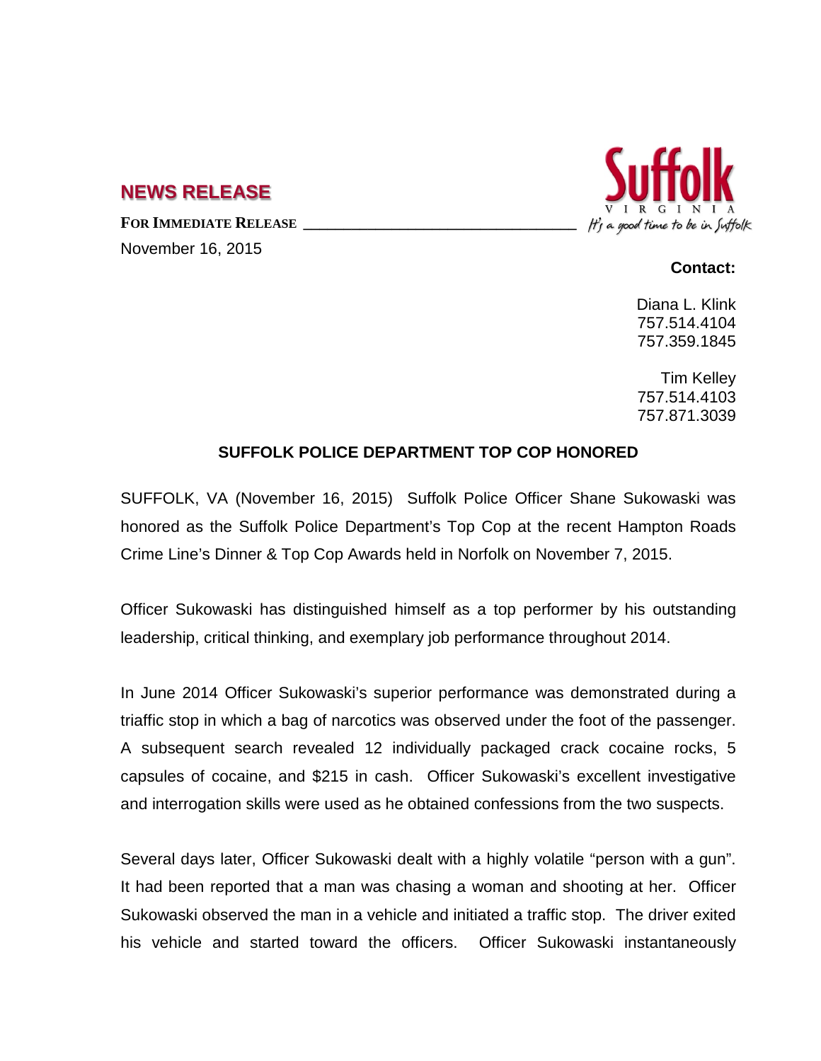## NEWS RELEASE

**FOR IMMEDIATE RELEASE**

November 16, 2015

**Contact:**

Diana L. Klink
757.514.4104
757.359.1845

Tim Kelley
757.514.4103
757.871.3039

### SUFFOLK POLICE DEPARTMENT TOP COP HONORED

SUFFOLK, VA (November 16, 2015) Suffolk Police Officer Shane Sukowaski was honored as the Suffolk Police Department's Top Cop at the recent Hampton Roads Crime Line's Dinner & Top Cop Awards held in Norfolk on November 7, 2015.

Officer Sukowaski has distinguished himself as a top performer by his outstanding leadership, critical thinking, and exemplary job performance throughout 2014.

In June 2014 Officer Sukowaski's superior performance was demonstrated during a triaffic stop in which a bag of narcotics was observed under the foot of the passenger. A subsequent search revealed 12 individually packaged crack cocaine rocks, 5 capsules of cocaine, and $215 in cash. Officer Sukowaski's excellent investigative and interrogation skills were used as he obtained confessions from the two suspects.

Several days later, Officer Sukowaski dealt with a highly volatile "person with a gun". It had been reported that a man was chasing a woman and shooting at her. Officer Sukowaski observed the man in a vehicle and initiated a traffic stop. The driver exited his vehicle and started toward the officers. Officer Sukowaski instantaneously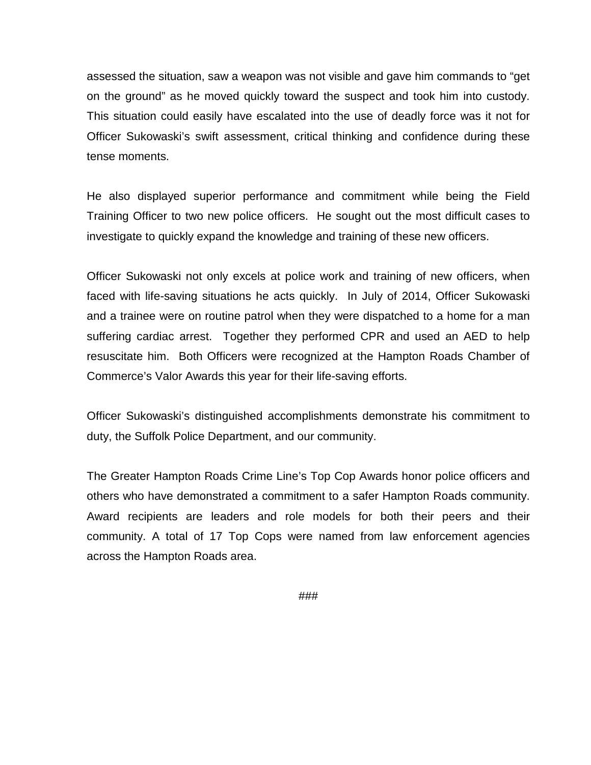assessed the situation, saw a weapon was not visible and gave him commands to "get on the ground" as he moved quickly toward the suspect and took him into custody. This situation could easily have escalated into the use of deadly force was it not for Officer Sukowaski's swift assessment, critical thinking and confidence during these tense moments.

He also displayed superior performance and commitment while being the Field Training Officer to two new police officers. He sought out the most difficult cases to investigate to quickly expand the knowledge and training of these new officers.

Officer Sukowaski not only excels at police work and training of new officers, when faced with life-saving situations he acts quickly. In July of 2014, Officer Sukowaski and a trainee were on routine patrol when they were dispatched to a home for a man suffering cardiac arrest. Together they performed CPR and used an AED to help resuscitate him. Both Officers were recognized at the Hampton Roads Chamber of Commerce's Valor Awards this year for their life-saving efforts.

Officer Sukowaski's distinguished accomplishments demonstrate his commitment to duty, the Suffolk Police Department, and our community.

The Greater Hampton Roads Crime Line's Top Cop Awards honor police officers and others who have demonstrated a commitment to a safer Hampton Roads community. Award recipients are leaders and role models for both their peers and their community. A total of 17 Top Cops were named from law enforcement agencies across the Hampton Roads area.

###